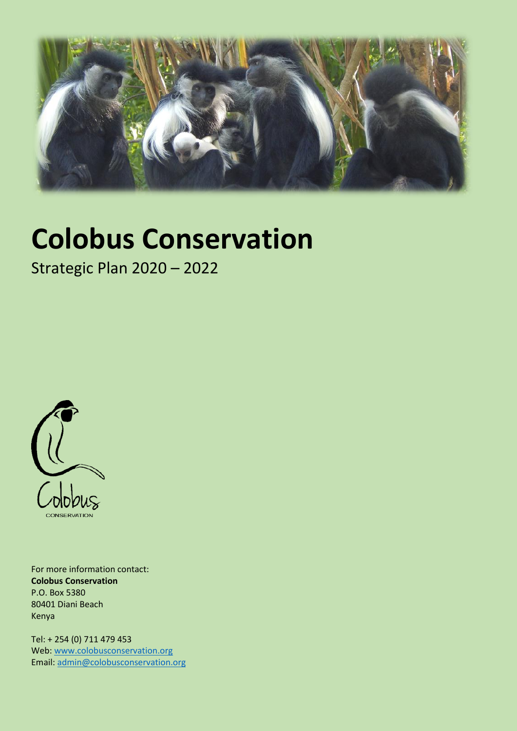# Colobus Conservation

Strategic Plan 2020 – 2022

Colobus

CONSERVATION

For more information contact:
**Colobus Conservation**
P.O. Box 5380
80401 Diani Beach
Kenya

Tel: + 254 (0) 711 479 453
Web: [www.colobusconservation.org](http://www.colobusconservation.org)
Email: [admin@colobusconservation.org](mailto:admin@colobusconservation.org)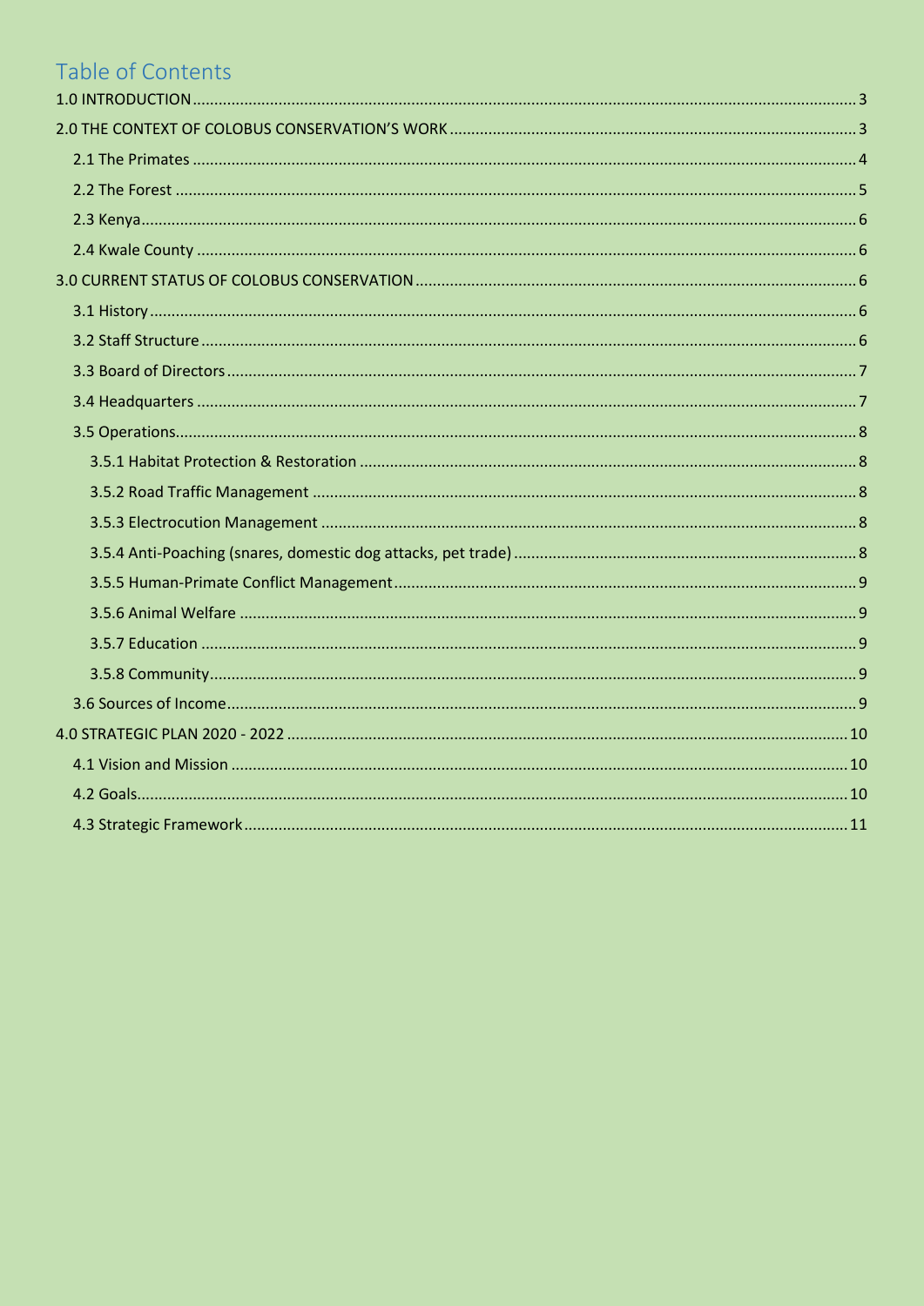# Table of Contents

1.0 INTRODUCTION .......... 3

2.0 THE CONTEXT OF COLOBUS CONSERVATION'S WORK .......... 3

- 2.1 The Primates .......... 4
- 2.2 The Forest .......... 5
- 2.3 Kenya .......... 6
- 2.4 Kwale County .......... 6

3.0 CURRENT STATUS OF COLOBUS CONSERVATION .......... 6

- 3.1 History .......... 6
- 3.2 Staff Structure .......... 6
- 3.3 Board of Directors .......... 7
- 3.4 Headquarters .......... 7
- 3.5 Operations .......... 8
  - 3.5.1 Habitat Protection & Restoration .......... 8
  - 3.5.2 Road Traffic Management .......... 8
  - 3.5.3 Electrocution Management .......... 8
  - 3.5.4 Anti-Poaching (snares, domestic dog attacks, pet trade) .......... 8
  - 3.5.5 Human-Primate Conflict Management .......... 9
  - 3.5.6 Animal Welfare .......... 9
  - 3.5.7 Education .......... 9
  - 3.5.8 Community .......... 9
- 3.6 Sources of Income .......... 9

4.0 STRATEGIC PLAN 2020 - 2022 .......... 10

- 4.1 Vision and Mission .......... 10
- 4.2 Goals .......... 10
- 4.3 Strategic Framework .......... 11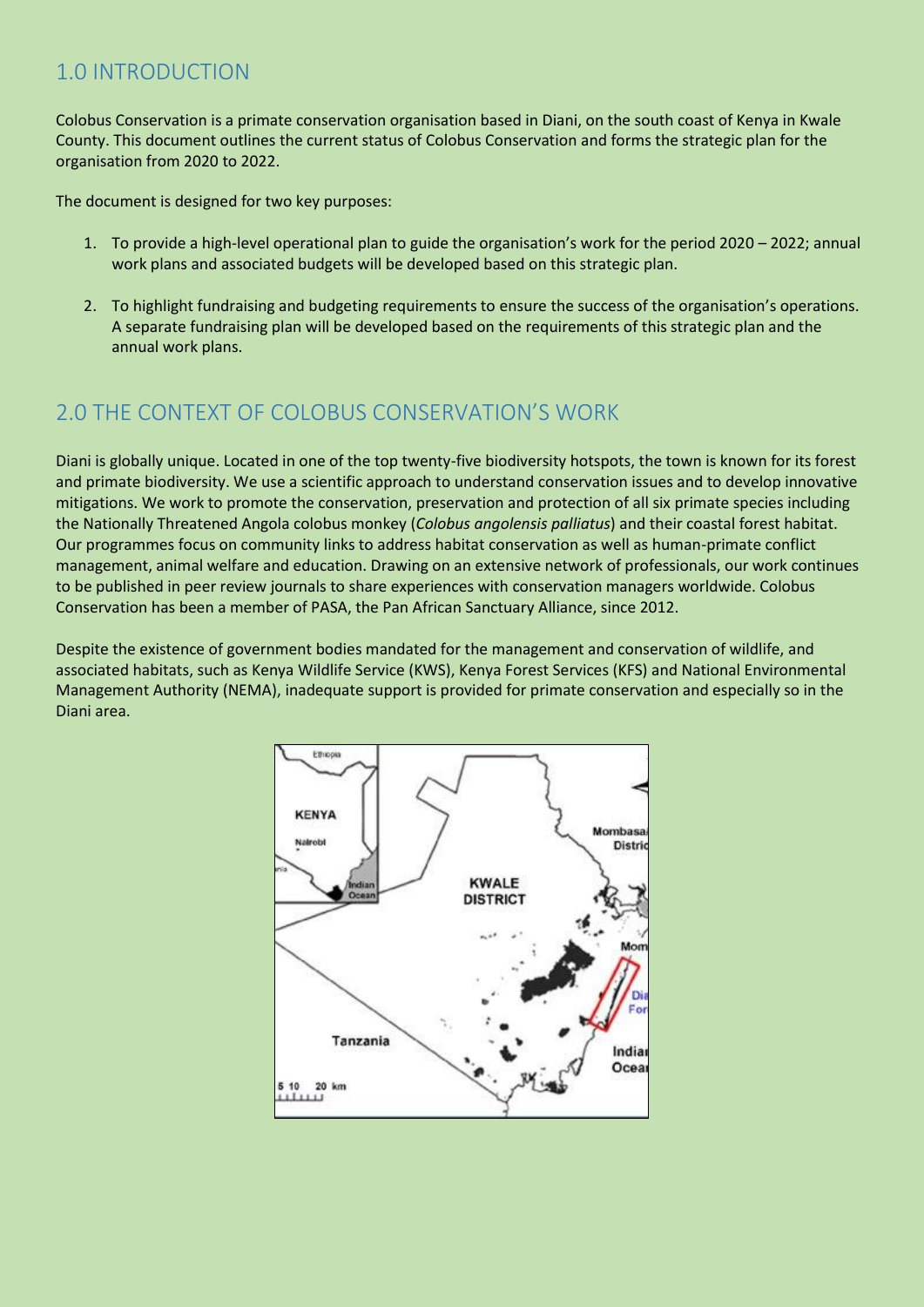## 1.0 INTRODUCTION

Colobus Conservation is a primate conservation organisation based in Diani, on the south coast of Kenya in Kwale County. This document outlines the current status of Colobus Conservation and forms the strategic plan for the organisation from 2020 to 2022.

The document is designed for two key purposes:

1. To provide a high-level operational plan to guide the organisation's work for the period 2020 – 2022; annual work plans and associated budgets will be developed based on this strategic plan.
2. To highlight fundraising and budgeting requirements to ensure the success of the organisation's operations. A separate fundraising plan will be developed based on the requirements of this strategic plan and the annual work plans.

## 2.0 THE CONTEXT OF COLOBUS CONSERVATION'S WORK

Diani is globally unique. Located in one of the top twenty-five biodiversity hotspots, the town is known for its forest and primate biodiversity. We use a scientific approach to understand conservation issues and to develop innovative mitigations. We work to promote the conservation, preservation and protection of all six primate species including the Nationally Threatened Angola colobus monkey (*Colobus angolensis palliatus*) and their coastal forest habitat. Our programmes focus on community links to address habitat conservation as well as human-primate conflict management, animal welfare and education. Drawing on an extensive network of professionals, our work continues to be published in peer review journals to share experiences with conservation managers worldwide. Colobus Conservation has been a member of PASA, the Pan African Sanctuary Alliance, since 2012.

Despite the existence of government bodies mandated for the management and conservation of wildlife, and associated habitats, such as Kenya Wildlife Service (KWS), Kenya Forest Services (KFS) and National Environmental Management Authority (NEMA), inadequate support is provided for primate conservation and especially so in the Diani area.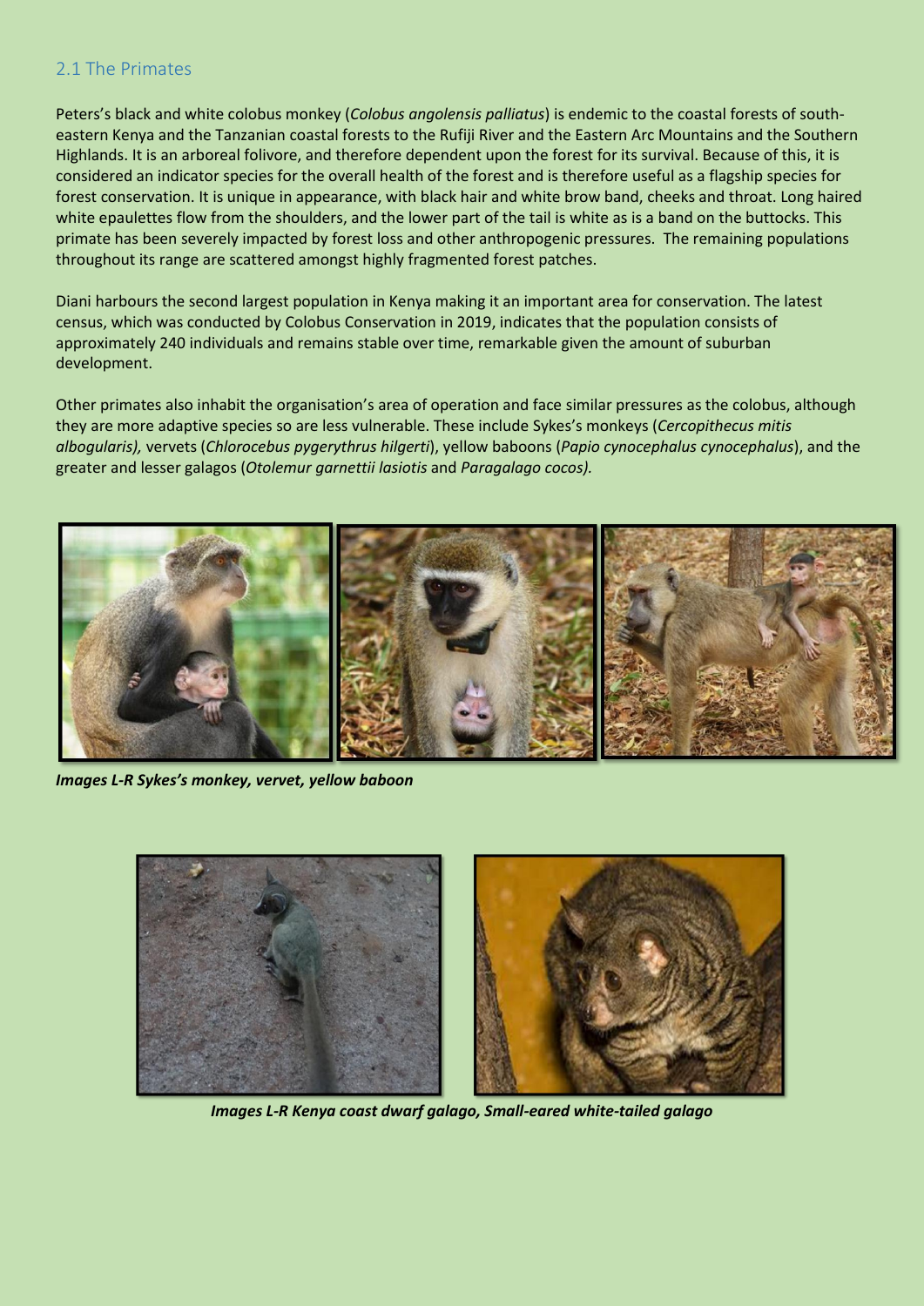## 2.1 The Primates

Peters's black and white colobus monkey (*Colobus angolensis palliatus*) is endemic to the coastal forests of south-eastern Kenya and the Tanzanian coastal forests to the Rufiji River and the Eastern Arc Mountains and the Southern Highlands. It is an arboreal folivore, and therefore dependent upon the forest for its survival. Because of this, it is considered an indicator species for the overall health of the forest and is therefore useful as a flagship species for forest conservation. It is unique in appearance, with black hair and white brow band, cheeks and throat. Long haired white epaulettes flow from the shoulders, and the lower part of the tail is white as is a band on the buttocks. This primate has been severely impacted by forest loss and other anthropogenic pressures. The remaining populations throughout its range are scattered amongst highly fragmented forest patches.

Diani harbours the second largest population in Kenya making it an important area for conservation. The latest census, which was conducted by Colobus Conservation in 2019, indicates that the population consists of approximately 240 individuals and remains stable over time, remarkable given the amount of suburban development.

Other primates also inhabit the organisation's area of operation and face similar pressures as the colobus, although they are more adaptive species so are less vulnerable. These include Sykes's monkeys (*Cercopithecus mitis albogularis),* vervets (*Chlorocebus pygerythrus hilgerti*), yellow baboons (*Papio cynocephalus cynocephalus*), and the greater and lesser galagos (*Otolemur garnettii lasiotis* and *Paragalago cocos).*

***Images L-R Sykes's monkey, vervet, yellow baboon***

***Images L-R Kenya coast dwarf galago, Small-eared white-tailed galago***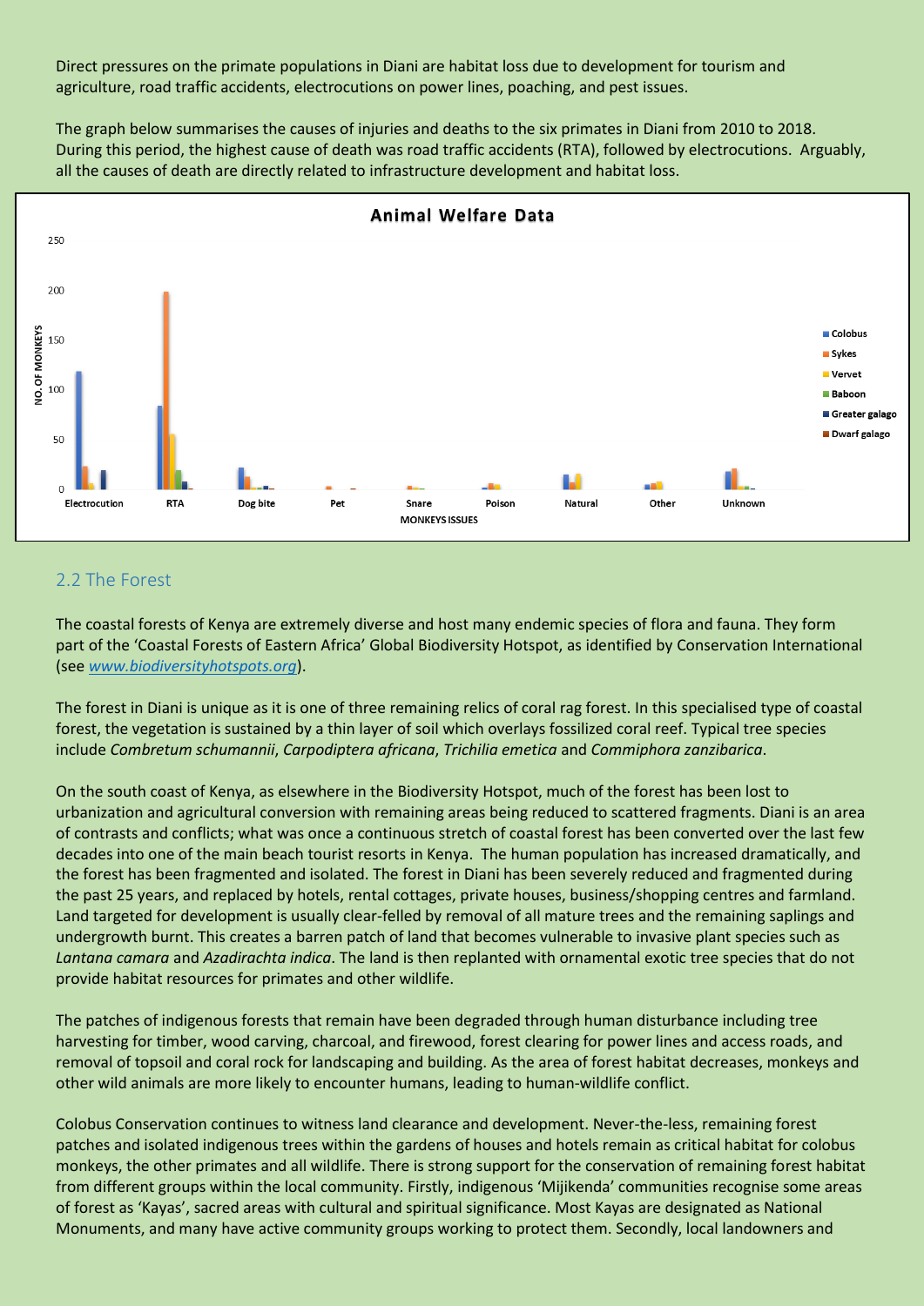Direct pressures on the primate populations in Diani are habitat loss due to development for tourism and agriculture, road traffic accidents, electrocutions on power lines, poaching, and pest issues.

The graph below summarises the causes of injuries and deaths to the six primates in Diani from 2010 to 2018. During this period, the highest cause of death was road traffic accidents (RTA), followed by electrocutions. Arguably, all the causes of death are directly related to infrastructure development and habitat loss.

**Animal Welfare Data**

## 2.2 The Forest

The coastal forests of Kenya are extremely diverse and host many endemic species of flora and fauna. They form part of the 'Coastal Forests of Eastern Africa' Global Biodiversity Hotspot, as identified by Conservation International (see www.biodiversityhotspots.org).

The forest in Diani is unique as it is one of three remaining relics of coral rag forest. In this specialised type of coastal forest, the vegetation is sustained by a thin layer of soil which overlays fossilized coral reef. Typical tree species include *Combretum schumannii*, *Carpodiptera africana*, *Trichilia emetica* and *Commiphora zanzibarica*.

On the south coast of Kenya, as elsewhere in the Biodiversity Hotspot, much of the forest has been lost to urbanization and agricultural conversion with remaining areas being reduced to scattered fragments. Diani is an area of contrasts and conflicts; what was once a continuous stretch of coastal forest has been converted over the last few decades into one of the main beach tourist resorts in Kenya. The human population has increased dramatically, and the forest has been fragmented and isolated. The forest in Diani has been severely reduced and fragmented during the past 25 years, and replaced by hotels, rental cottages, private houses, business/shopping centres and farmland. Land targeted for development is usually clear-felled by removal of all mature trees and the remaining saplings and undergrowth burnt. This creates a barren patch of land that becomes vulnerable to invasive plant species such as *Lantana camara* and *Azadirachta indica*. The land is then replanted with ornamental exotic tree species that do not provide habitat resources for primates and other wildlife.

The patches of indigenous forests that remain have been degraded through human disturbance including tree harvesting for timber, wood carving, charcoal, and firewood, forest clearing for power lines and access roads, and removal of topsoil and coral rock for landscaping and building. As the area of forest habitat decreases, monkeys and other wild animals are more likely to encounter humans, leading to human-wildlife conflict.

Colobus Conservation continues to witness land clearance and development. Never-the-less, remaining forest patches and isolated indigenous trees within the gardens of houses and hotels remain as critical habitat for colobus monkeys, the other primates and all wildlife. There is strong support for the conservation of remaining forest habitat from different groups within the local community. Firstly, indigenous 'Mijikenda' communities recognise some areas of forest as 'Kayas', sacred areas with cultural and spiritual significance. Most Kayas are designated as National Monuments, and many have active community groups working to protect them. Secondly, local landowners and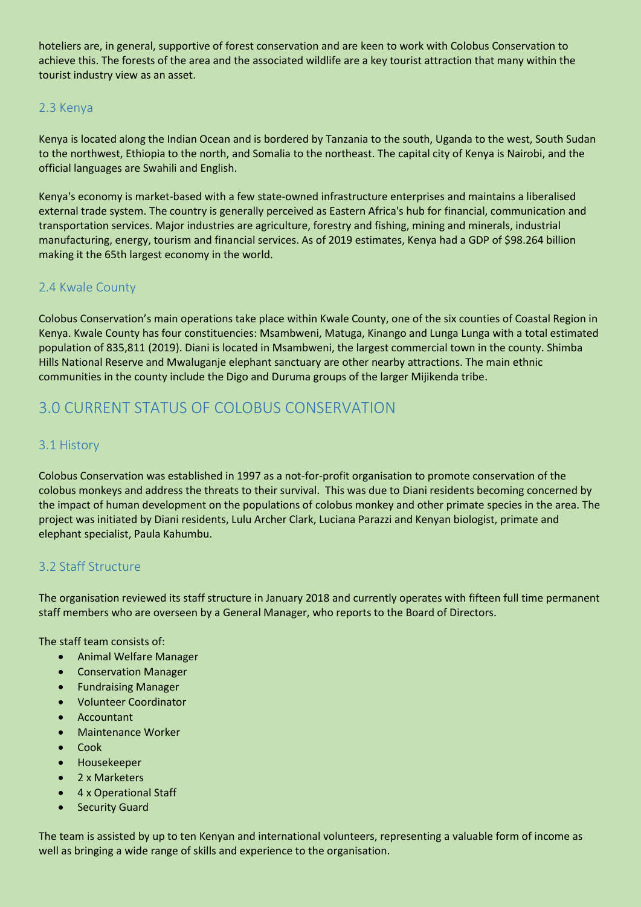hoteliers are, in general, supportive of forest conservation and are keen to work with Colobus Conservation to achieve this. The forests of the area and the associated wildlife are a key tourist attraction that many within the tourist industry view as an asset.

### 2.3 Kenya

Kenya is located along the Indian Ocean and is bordered by Tanzania to the south, Uganda to the west, South Sudan to the northwest, Ethiopia to the north, and Somalia to the northeast. The capital city of Kenya is Nairobi, and the official languages are Swahili and English.

Kenya's economy is market-based with a few state-owned infrastructure enterprises and maintains a liberalised external trade system. The country is generally perceived as Eastern Africa's hub for financial, communication and transportation services. Major industries are agriculture, forestry and fishing, mining and minerals, industrial manufacturing, energy, tourism and financial services. As of 2019 estimates, Kenya had a GDP of $98.264 billion making it the 65th largest economy in the world.

### 2.4 Kwale County

Colobus Conservation's main operations take place within Kwale County, one of the six counties of Coastal Region in Kenya. Kwale County has four constituencies: Msambweni, Matuga, Kinango and Lunga Lunga with a total estimated population of 835,811 (2019). Diani is located in Msambweni, the largest commercial town in the county. Shimba Hills National Reserve and Mwaluganje elephant sanctuary are other nearby attractions. The main ethnic communities in the county include the Digo and Duruma groups of the larger Mijikenda tribe.

## 3.0 CURRENT STATUS OF COLOBUS CONSERVATION

### 3.1 History

Colobus Conservation was established in 1997 as a not-for-profit organisation to promote conservation of the colobus monkeys and address the threats to their survival. This was due to Diani residents becoming concerned by the impact of human development on the populations of colobus monkey and other primate species in the area. The project was initiated by Diani residents, Lulu Archer Clark, Luciana Parazzi and Kenyan biologist, primate and elephant specialist, Paula Kahumbu.

### 3.2 Staff Structure

The organisation reviewed its staff structure in January 2018 and currently operates with fifteen full time permanent staff members who are overseen by a General Manager, who reports to the Board of Directors.

The staff team consists of:

- Animal Welfare Manager
- Conservation Manager
- Fundraising Manager
- Volunteer Coordinator
- Accountant
- Maintenance Worker
- Cook
- Housekeeper
- 2 x Marketers
- 4 x Operational Staff
- Security Guard

The team is assisted by up to ten Kenyan and international volunteers, representing a valuable form of income as well as bringing a wide range of skills and experience to the organisation.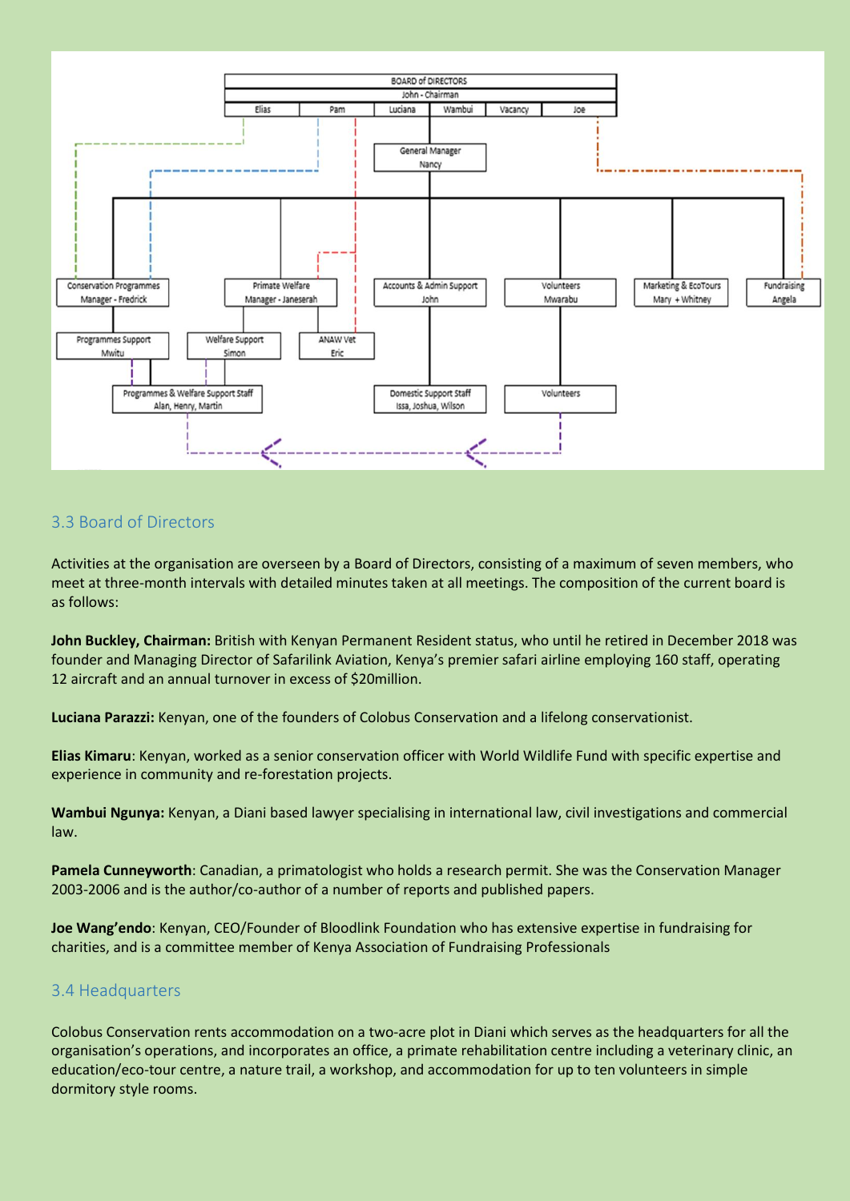**BOARD of DIRECTORS**
John - Chairman

| Elias | Pam | Luciana | Wambui | Vacancy | Joe |
|---|---|---|---|---|---|

- General Manager – Nancy
  - Conservation Programmes Manager - Fredrick
    - Programmes Support – Mwitu
  - Primate Welfare Manager - Janeserah
    - Welfare Support – Simon
    - ANAW Vet – Eric
  - Programmes & Welfare Support Staff – Alan, Henry, Martin
  - Accounts & Admin Support – John
    - Domestic Support Staff – Issa, Joshua, Wilson
  - Volunteers – Mwarabu
    - Volunteers
  - Marketing & EcoTours – Mary + Whitney
  - Fundraising – Angela

## 3.3 Board of Directors

Activities at the organisation are overseen by a Board of Directors, consisting of a maximum of seven members, who meet at three-month intervals with detailed minutes taken at all meetings. The composition of the current board is as follows:

**John Buckley, Chairman:** British with Kenyan Permanent Resident status, who until he retired in December 2018 was founder and Managing Director of Safarilink Aviation, Kenya's premier safari airline employing 160 staff, operating 12 aircraft and an annual turnover in excess of $20million.

**Luciana Parazzi:** Kenyan, one of the founders of Colobus Conservation and a lifelong conservationist.

**Elias Kimaru**: Kenyan, worked as a senior conservation officer with World Wildlife Fund with specific expertise and experience in community and re-forestation projects.

**Wambui Ngunya:** Kenyan, a Diani based lawyer specialising in international law, civil investigations and commercial law.

**Pamela Cunneyworth**: Canadian, a primatologist who holds a research permit. She was the Conservation Manager 2003-2006 and is the author/co-author of a number of reports and published papers.

**Joe Wang'endo**: Kenyan, CEO/Founder of Bloodlink Foundation who has extensive expertise in fundraising for charities, and is a committee member of Kenya Association of Fundraising Professionals

## 3.4 Headquarters

Colobus Conservation rents accommodation on a two-acre plot in Diani which serves as the headquarters for all the organisation's operations, and incorporates an office, a primate rehabilitation centre including a veterinary clinic, an education/eco-tour centre, a nature trail, a workshop, and accommodation for up to ten volunteers in simple dormitory style rooms.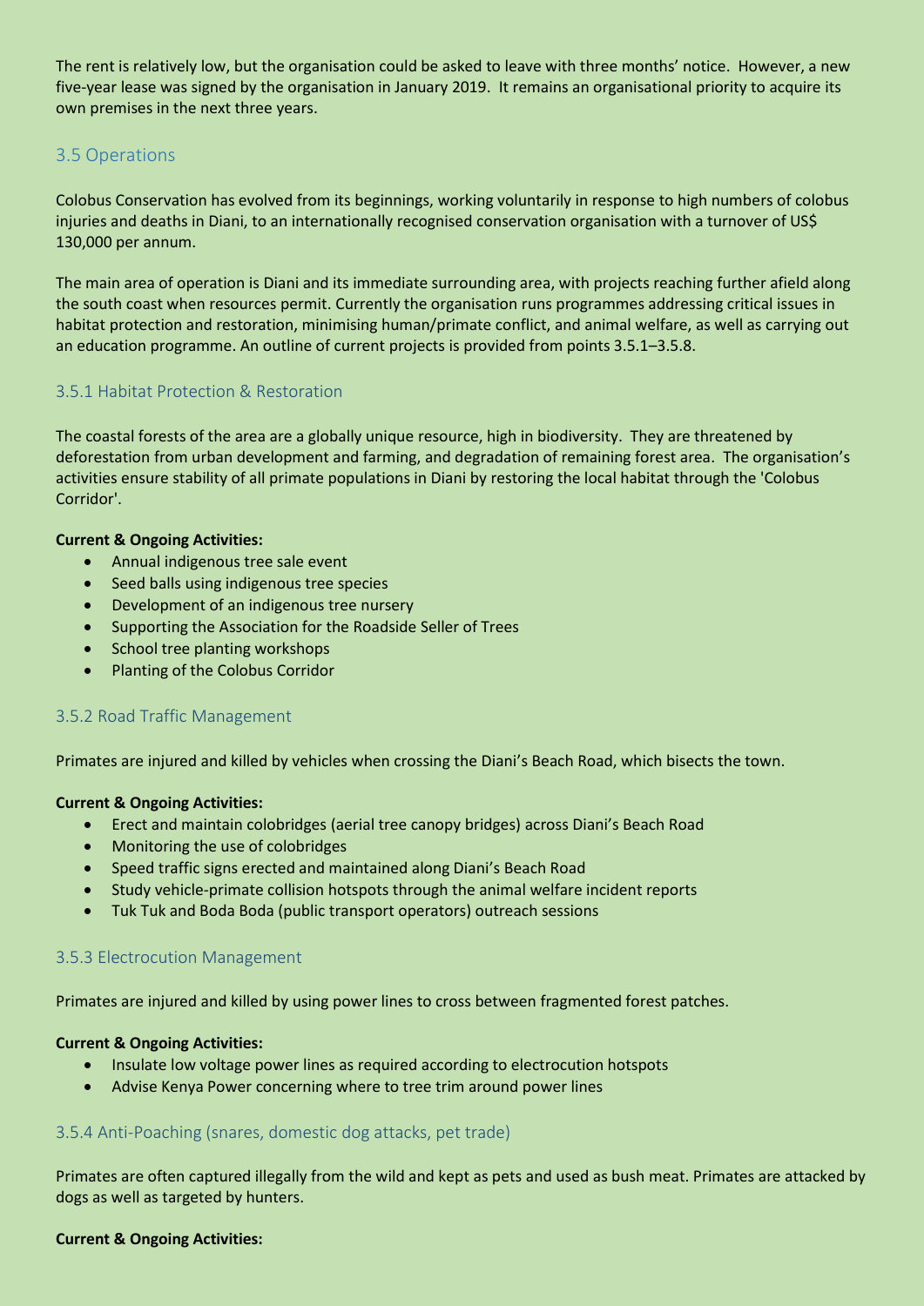The rent is relatively low, but the organisation could be asked to leave with three months' notice. However, a new five-year lease was signed by the organisation in January 2019. It remains an organisational priority to acquire its own premises in the next three years.

## 3.5 Operations

Colobus Conservation has evolved from its beginnings, working voluntarily in response to high numbers of colobus injuries and deaths in Diani, to an internationally recognised conservation organisation with a turnover of US$ 130,000 per annum.

The main area of operation is Diani and its immediate surrounding area, with projects reaching further afield along the south coast when resources permit. Currently the organisation runs programmes addressing critical issues in habitat protection and restoration, minimising human/primate conflict, and animal welfare, as well as carrying out an education programme. An outline of current projects is provided from points 3.5.1–3.5.8.

### 3.5.1 Habitat Protection & Restoration

The coastal forests of the area are a globally unique resource, high in biodiversity. They are threatened by deforestation from urban development and farming, and degradation of remaining forest area. The organisation's activities ensure stability of all primate populations in Diani by restoring the local habitat through the 'Colobus Corridor'.

**Current & Ongoing Activities:**

- Annual indigenous tree sale event
- Seed balls using indigenous tree species
- Development of an indigenous tree nursery
- Supporting the Association for the Roadside Seller of Trees
- School tree planting workshops
- Planting of the Colobus Corridor

### 3.5.2 Road Traffic Management

Primates are injured and killed by vehicles when crossing the Diani's Beach Road, which bisects the town.

**Current & Ongoing Activities:**

- Erect and maintain colobridges (aerial tree canopy bridges) across Diani's Beach Road
- Monitoring the use of colobridges
- Speed traffic signs erected and maintained along Diani's Beach Road
- Study vehicle-primate collision hotspots through the animal welfare incident reports
- Tuk Tuk and Boda Boda (public transport operators) outreach sessions

### 3.5.3 Electrocution Management

Primates are injured and killed by using power lines to cross between fragmented forest patches.

**Current & Ongoing Activities:**

- Insulate low voltage power lines as required according to electrocution hotspots
- Advise Kenya Power concerning where to tree trim around power lines

### 3.5.4 Anti-Poaching (snares, domestic dog attacks, pet trade)

Primates are often captured illegally from the wild and kept as pets and used as bush meat. Primates are attacked by dogs as well as targeted by hunters.

**Current & Ongoing Activities:**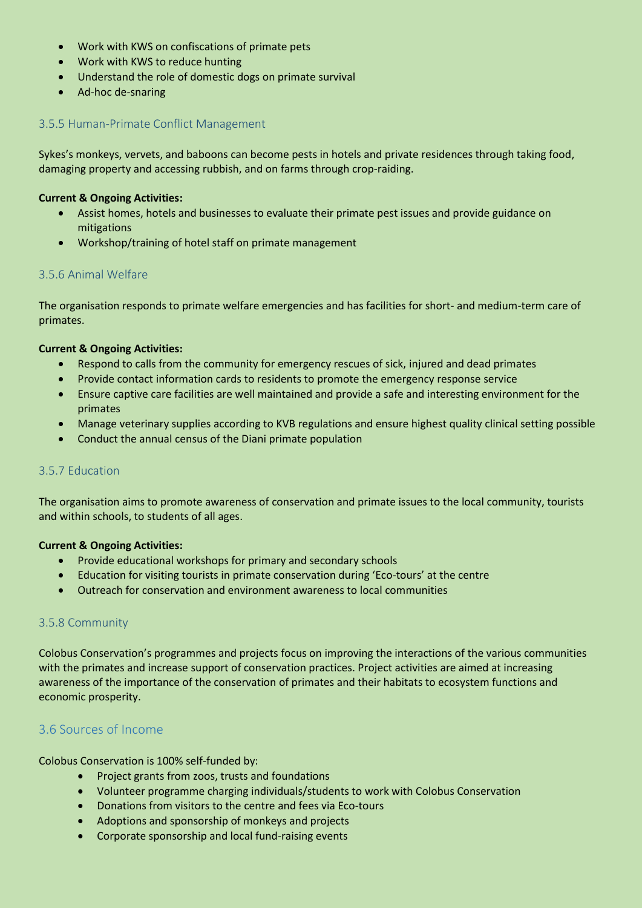- Work with KWS on confiscations of primate pets
- Work with KWS to reduce hunting
- Understand the role of domestic dogs on primate survival
- Ad-hoc de-snaring

### 3.5.5 Human-Primate Conflict Management

Sykes's monkeys, vervets, and baboons can become pests in hotels and private residences through taking food, damaging property and accessing rubbish, and on farms through crop-raiding.

**Current & Ongoing Activities:**

- Assist homes, hotels and businesses to evaluate their primate pest issues and provide guidance on mitigations
- Workshop/training of hotel staff on primate management

### 3.5.6 Animal Welfare

The organisation responds to primate welfare emergencies and has facilities for short- and medium-term care of primates.

**Current & Ongoing Activities:**

- Respond to calls from the community for emergency rescues of sick, injured and dead primates
- Provide contact information cards to residents to promote the emergency response service
- Ensure captive care facilities are well maintained and provide a safe and interesting environment for the primates
- Manage veterinary supplies according to KVB regulations and ensure highest quality clinical setting possible
- Conduct the annual census of the Diani primate population

### 3.5.7 Education

The organisation aims to promote awareness of conservation and primate issues to the local community, tourists and within schools, to students of all ages.

**Current & Ongoing Activities:**

- Provide educational workshops for primary and secondary schools
- Education for visiting tourists in primate conservation during 'Eco-tours' at the centre
- Outreach for conservation and environment awareness to local communities

### 3.5.8 Community

Colobus Conservation's programmes and projects focus on improving the interactions of the various communities with the primates and increase support of conservation practices. Project activities are aimed at increasing awareness of the importance of the conservation of primates and their habitats to ecosystem functions and economic prosperity.

## 3.6 Sources of Income

Colobus Conservation is 100% self-funded by:

- Project grants from zoos, trusts and foundations
- Volunteer programme charging individuals/students to work with Colobus Conservation
- Donations from visitors to the centre and fees via Eco-tours
- Adoptions and sponsorship of monkeys and projects
- Corporate sponsorship and local fund-raising events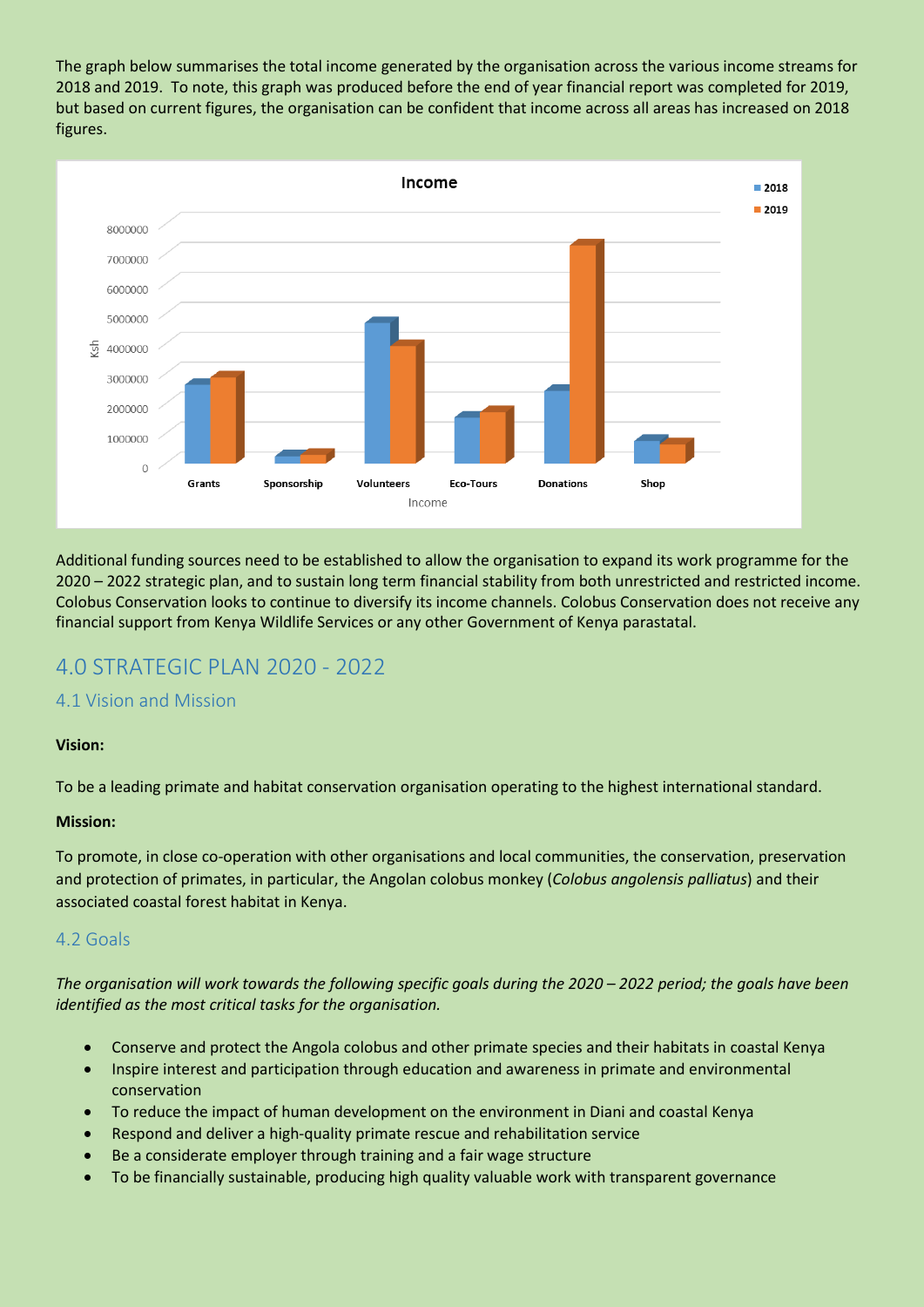The graph below summarises the total income generated by the organisation across the various income streams for 2018 and 2019. To note, this graph was produced before the end of year financial report was completed for 2019, but based on current figures, the organisation can be confident that income across all areas has increased on 2018 figures.

Additional funding sources need to be established to allow the organisation to expand its work programme for the 2020 – 2022 strategic plan, and to sustain long term financial stability from both unrestricted and restricted income. Colobus Conservation looks to continue to diversify its income channels. Colobus Conservation does not receive any financial support from Kenya Wildlife Services or any other Government of Kenya parastatal.

# 4.0 STRATEGIC PLAN 2020 - 2022

## 4.1 Vision and Mission

**Vision:**

To be a leading primate and habitat conservation organisation operating to the highest international standard.

**Mission:**

To promote, in close co-operation with other organisations and local communities, the conservation, preservation and protection of primates, in particular, the Angolan colobus monkey (*Colobus angolensis palliatus*) and their associated coastal forest habitat in Kenya.

## 4.2 Goals

*The organisation will work towards the following specific goals during the 2020 – 2022 period; the goals have been identified as the most critical tasks for the organisation.*

- Conserve and protect the Angola colobus and other primate species and their habitats in coastal Kenya
- Inspire interest and participation through education and awareness in primate and environmental conservation
- To reduce the impact of human development on the environment in Diani and coastal Kenya
- Respond and deliver a high-quality primate rescue and rehabilitation service
- Be a considerate employer through training and a fair wage structure
- To be financially sustainable, producing high quality valuable work with transparent governance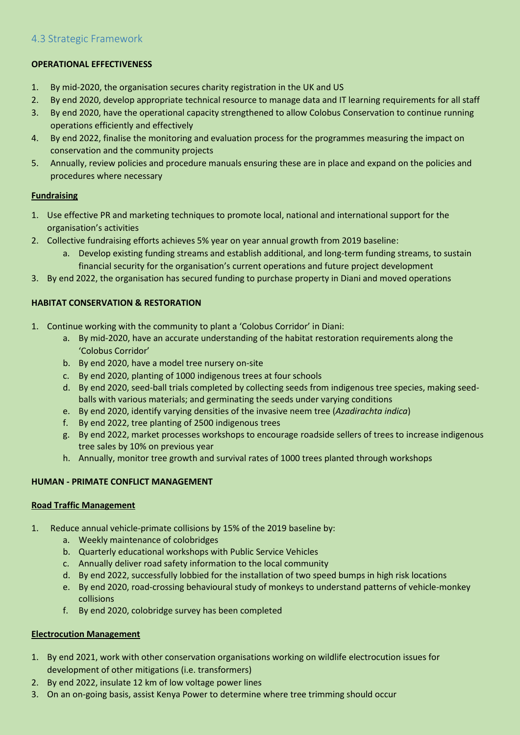## 4.3 Strategic Framework

**OPERATIONAL EFFECTIVENESS**

1. By mid-2020, the organisation secures charity registration in the UK and US
2. By end 2020, develop appropriate technical resource to manage data and IT learning requirements for all staff
3. By end 2020, have the operational capacity strengthened to allow Colobus Conservation to continue running operations efficiently and effectively
4. By end 2022, finalise the monitoring and evaluation process for the programmes measuring the impact on conservation and the community projects
5. Annually, review policies and procedure manuals ensuring these are in place and expand on the policies and procedures where necessary

**Fundraising**

1. Use effective PR and marketing techniques to promote local, national and international support for the organisation's activities
2. Collective fundraising efforts achieves 5% year on year annual growth from 2019 baseline:
    a. Develop existing funding streams and establish additional, and long-term funding streams, to sustain financial security for the organisation's current operations and future project development
3. By end 2022, the organisation has secured funding to purchase property in Diani and moved operations

**HABITAT CONSERVATION & RESTORATION**

1. Continue working with the community to plant a 'Colobus Corridor' in Diani:
    a. By mid-2020, have an accurate understanding of the habitat restoration requirements along the 'Colobus Corridor'
    b. By end 2020, have a model tree nursery on-site
    c. By end 2020, planting of 1000 indigenous trees at four schools
    d. By end 2020, seed-ball trials completed by collecting seeds from indigenous tree species, making seed-balls with various materials; and germinating the seeds under varying conditions
    e. By end 2020, identify varying densities of the invasive neem tree (*Azadirachta indica*)
    f. By end 2022, tree planting of 2500 indigenous trees
    g. By end 2022, market processes workshops to encourage roadside sellers of trees to increase indigenous tree sales by 10% on previous year
    h. Annually, monitor tree growth and survival rates of 1000 trees planted through workshops

**HUMAN - PRIMATE CONFLICT MANAGEMENT**

**Road Traffic Management**

1. Reduce annual vehicle-primate collisions by 15% of the 2019 baseline by:
    a. Weekly maintenance of colobridges
    b. Quarterly educational workshops with Public Service Vehicles
    c. Annually deliver road safety information to the local community
    d. By end 2022, successfully lobbied for the installation of two speed bumps in high risk locations
    e. By end 2020, road-crossing behavioural study of monkeys to understand patterns of vehicle-monkey collisions
    f. By end 2020, colobridge survey has been completed

**Electrocution Management**

1. By end 2021, work with other conservation organisations working on wildlife electrocution issues for development of other mitigations (i.e. transformers)
2. By end 2022, insulate 12 km of low voltage power lines
3. On an on-going basis, assist Kenya Power to determine where tree trimming should occur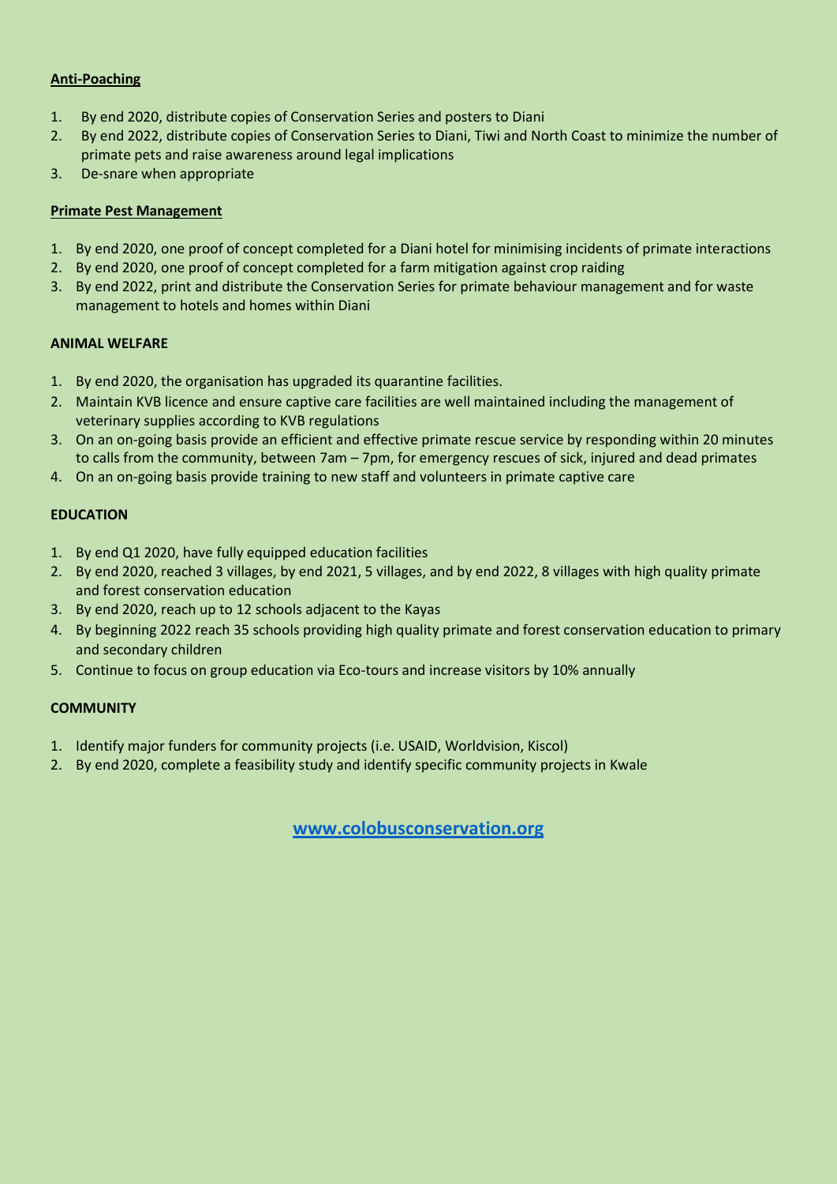**Anti-Poaching**

1. By end 2020, distribute copies of Conservation Series and posters to Diani
2. By end 2022, distribute copies of Conservation Series to Diani, Tiwi and North Coast to minimize the number of primate pets and raise awareness around legal implications
3. De-snare when appropriate

**Primate Pest Management**

1. By end 2020, one proof of concept completed for a Diani hotel for minimising incidents of primate interactions
2. By end 2020, one proof of concept completed for a farm mitigation against crop raiding
3. By end 2022, print and distribute the Conservation Series for primate behaviour management and for waste management to hotels and homes within Diani

**ANIMAL WELFARE**

1. By end 2020, the organisation has upgraded its quarantine facilities.
2. Maintain KVB licence and ensure captive care facilities are well maintained including the management of veterinary supplies according to KVB regulations
3. On an on-going basis provide an efficient and effective primate rescue service by responding within 20 minutes to calls from the community, between 7am – 7pm, for emergency rescues of sick, injured and dead primates
4. On an on-going basis provide training to new staff and volunteers in primate captive care

**EDUCATION**

1. By end Q1 2020, have fully equipped education facilities
2. By end 2020, reached 3 villages, by end 2021, 5 villages, and by end 2022, 8 villages with high quality primate and forest conservation education
3. By end 2020, reach up to 12 schools adjacent to the Kayas
4. By beginning 2022 reach 35 schools providing high quality primate and forest conservation education to primary and secondary children
5. Continue to focus on group education via Eco-tours and increase visitors by 10% annually

**COMMUNITY**

1. Identify major funders for community projects (i.e. USAID, Worldvision, Kiscol)
2. By end 2020, complete a feasibility study and identify specific community projects in Kwale

**www.colobusconservation.org**